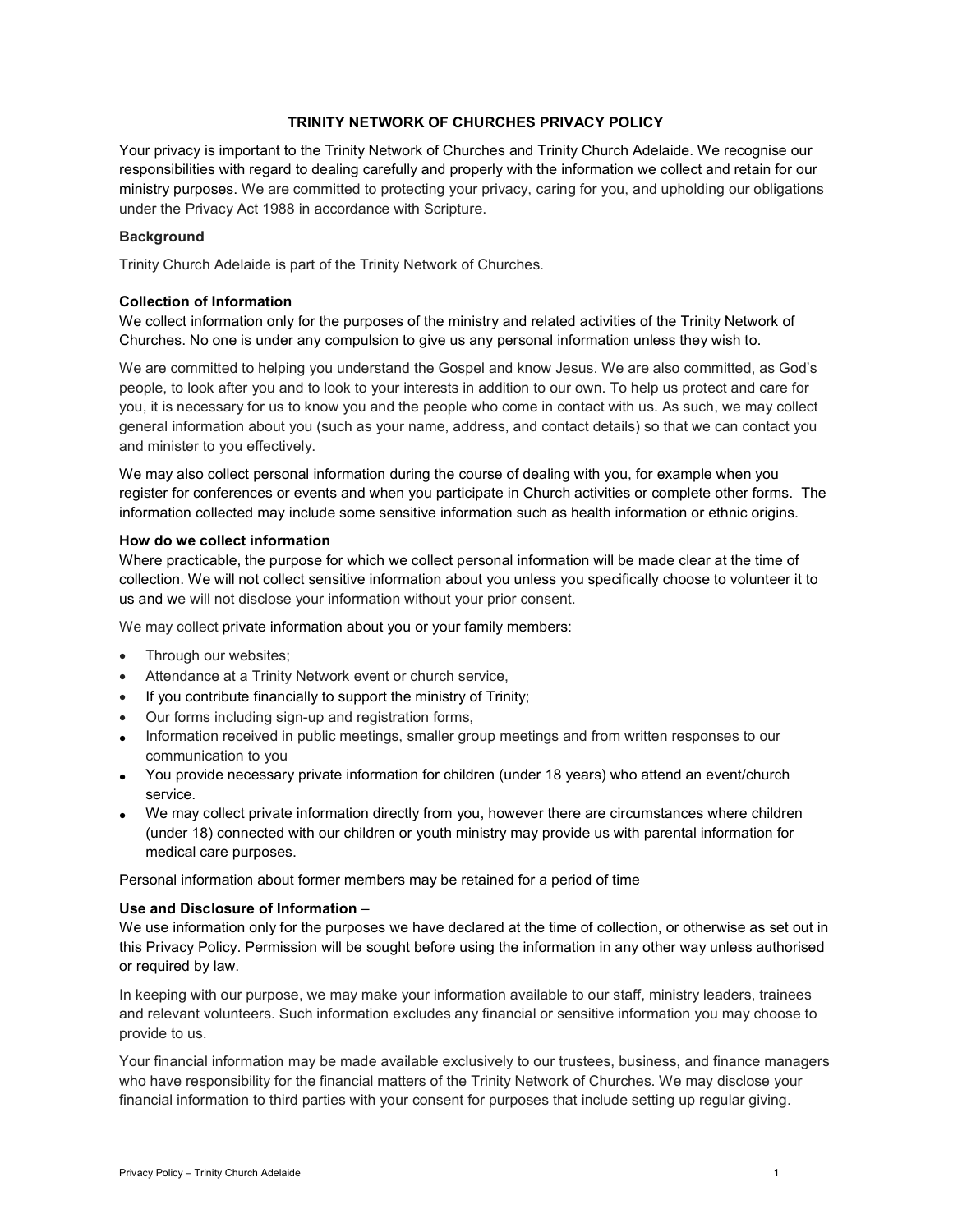# TRINITY NETWORK OF CHURCHES PRIVACY POLICY

Your privacy is important to the Trinity Network of Churches and Trinity Church Adelaide. We recognise our responsibilities with regard to dealing carefully and properly with the information we collect and retain for our ministry purposes. We are committed to protecting your privacy, caring for you, and upholding our obligations under the Privacy Act 1988 in accordance with Scripture.

**Background**

Trinity Church Adelaide is part of the Trinity Network of Churches.

**Collection of Information**

We collect information only for the purposes of the ministry and related activities of the Trinity Network of Churches. No one is under any compulsion to give us any personal information unless they wish to.

We are committed to helping you understand the Gospel and know Jesus. We are also committed, as God's people, to look after you and to look to your interests in addition to our own. To help us protect and care for you, it is necessary for us to know you and the people who come in contact with us. As such, we may collect general information about you (such as your name, address, and contact details) so that we can contact you and minister to you effectively.

We may also collect personal information during the course of dealing with you, for example when you register for conferences or events and when you participate in Church activities or complete other forms. The information collected may include some sensitive information such as health information or ethnic origins.

**How do we collect information**

Where practicable, the purpose for which we collect personal information will be made clear at the time of collection. We will not collect sensitive information about you unless you specifically choose to volunteer it to us and we will not disclose your information without your prior consent.

We may collect private information about you or your family members:

- Through our websites;
- Attendance at a Trinity Network event or church service,
- If you contribute financially to support the ministry of Trinity;
- Our forms including sign-up and registration forms,
- Information received in public meetings, smaller group meetings and from written responses to our communication to you
- You provide necessary private information for children (under 18 years) who attend an event/church service.
- We may collect private information directly from you, however there are circumstances where children (under 18) connected with our children or youth ministry may provide us with parental information for medical care purposes.

Personal information about former members may be retained for a period of time

**Use and Disclosure of Information** –

We use information only for the purposes we have declared at the time of collection, or otherwise as set out in this Privacy Policy. Permission will be sought before using the information in any other way unless authorised or required by law.

In keeping with our purpose, we may make your information available to our staff, ministry leaders, trainees and relevant volunteers. Such information excludes any financial or sensitive information you may choose to provide to us.

Your financial information may be made available exclusively to our trustees, business, and finance managers who have responsibility for the financial matters of the Trinity Network of Churches. We may disclose your financial information to third parties with your consent for purposes that include setting up regular giving.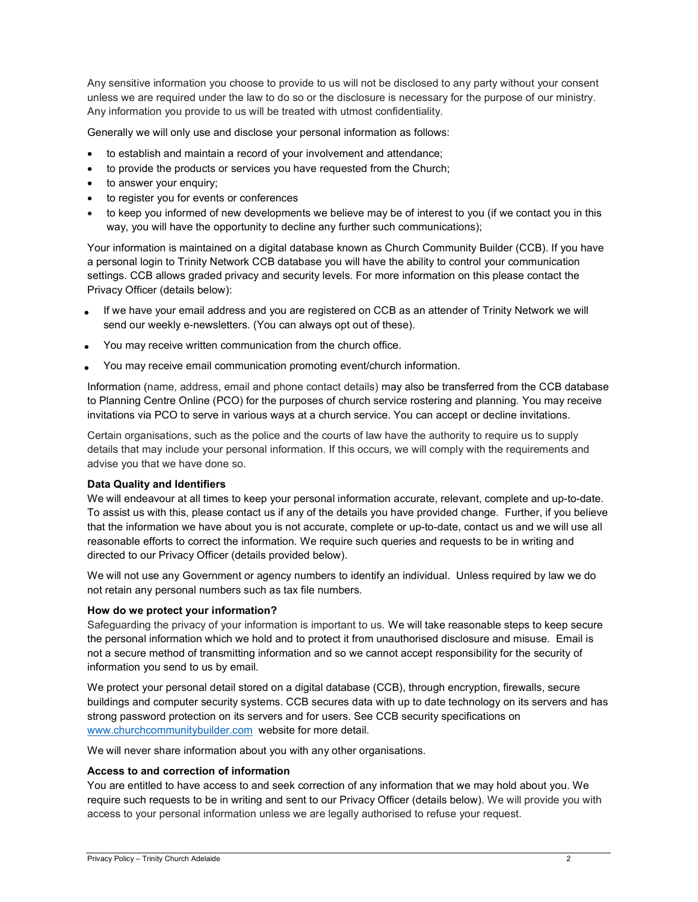Any sensitive information you choose to provide to us will not be disclosed to any party without your consent unless we are required under the law to do so or the disclosure is necessary for the purpose of our ministry. Any information you provide to us will be treated with utmost confidentiality.

Generally we will only use and disclose your personal information as follows:

- to establish and maintain a record of your involvement and attendance;
- to provide the products or services you have requested from the Church;
- to answer your enquiry;
- to register you for events or conferences
- to keep you informed of new developments we believe may be of interest to you (if we contact you in this way, you will have the opportunity to decline any further such communications);

Your information is maintained on a digital database known as Church Community Builder (CCB). If you have a personal login to Trinity Network CCB database you will have the ability to control your communication settings. CCB allows graded privacy and security levels. For more information on this please contact the Privacy Officer (details below):

- If we have your email address and you are registered on CCB as an attender of Trinity Network we will send our weekly e-newsletters. (You can always opt out of these).
- You may receive written communication from the church office.
- You may receive email communication promoting event/church information.

Information (name, address, email and phone contact details) may also be transferred from the CCB database to Planning Centre Online (PCO) for the purposes of church service rostering and planning. You may receive invitations via PCO to serve in various ways at a church service. You can accept or decline invitations.

Certain organisations, such as the police and the courts of law have the authority to require us to supply details that may include your personal information. If this occurs, we will comply with the requirements and advise you that we have done so.

**Data Quality and Identifiers**

We will endeavour at all times to keep your personal information accurate, relevant, complete and up-to-date. To assist us with this, please contact us if any of the details you have provided change. Further, if you believe that the information we have about you is not accurate, complete or up-to-date, contact us and we will use all reasonable efforts to correct the information. We require such queries and requests to be in writing and directed to our Privacy Officer (details provided below).

We will not use any Government or agency numbers to identify an individual. Unless required by law we do not retain any personal numbers such as tax file numbers.

**How do we protect your information?**

Safeguarding the privacy of your information is important to us. We will take reasonable steps to keep secure the personal information which we hold and to protect it from unauthorised disclosure and misuse. Email is not a secure method of transmitting information and so we cannot accept responsibility for the security of information you send to us by email.

We protect your personal detail stored on a digital database (CCB), through encryption, firewalls, secure buildings and computer security systems. CCB secures data with up to date technology on its servers and has strong password protection on its servers and for users. See CCB security specifications on www.churchcommunitybuilder.com website for more detail.

We will never share information about you with any other organisations.

**Access to and correction of information**

You are entitled to have access to and seek correction of any information that we may hold about you. We require such requests to be in writing and sent to our Privacy Officer (details below). We will provide you with access to your personal information unless we are legally authorised to refuse your request.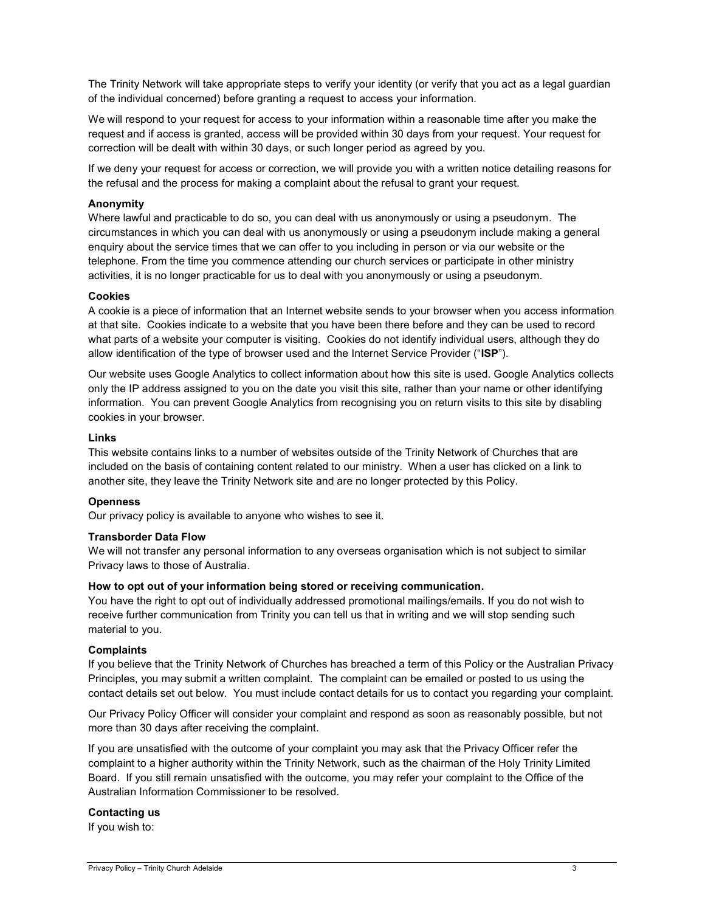The Trinity Network will take appropriate steps to verify your identity (or verify that you act as a legal guardian of the individual concerned) before granting a request to access your information.

We will respond to your request for access to your information within a reasonable time after you make the request and if access is granted, access will be provided within 30 days from your request. Your request for correction will be dealt with within 30 days, or such longer period as agreed by you.

If we deny your request for access or correction, we will provide you with a written notice detailing reasons for the refusal and the process for making a complaint about the refusal to grant your request.

**Anonymity**

Where lawful and practicable to do so, you can deal with us anonymously or using a pseudonym. The circumstances in which you can deal with us anonymously or using a pseudonym include making a general enquiry about the service times that we can offer to you including in person or via our website or the telephone. From the time you commence attending our church services or participate in other ministry activities, it is no longer practicable for us to deal with you anonymously or using a pseudonym.

**Cookies**

A cookie is a piece of information that an Internet website sends to your browser when you access information at that site. Cookies indicate to a website that you have been there before and they can be used to record what parts of a website your computer is visiting. Cookies do not identify individual users, although they do allow identification of the type of browser used and the Internet Service Provider ("**ISP**").

Our website uses Google Analytics to collect information about how this site is used. Google Analytics collects only the IP address assigned to you on the date you visit this site, rather than your name or other identifying information. You can prevent Google Analytics from recognising you on return visits to this site by disabling cookies in your browser.

**Links**

This website contains links to a number of websites outside of the Trinity Network of Churches that are included on the basis of containing content related to our ministry. When a user has clicked on a link to another site, they leave the Trinity Network site and are no longer protected by this Policy.

**Openness**

Our privacy policy is available to anyone who wishes to see it.

**Transborder Data Flow**

We will not transfer any personal information to any overseas organisation which is not subject to similar Privacy laws to those of Australia.

**How to opt out of your information being stored or receiving communication.**

You have the right to opt out of individually addressed promotional mailings/emails. If you do not wish to receive further communication from Trinity you can tell us that in writing and we will stop sending such material to you.

**Complaints**

If you believe that the Trinity Network of Churches has breached a term of this Policy or the Australian Privacy Principles, you may submit a written complaint. The complaint can be emailed or posted to us using the contact details set out below. You must include contact details for us to contact you regarding your complaint.

Our Privacy Policy Officer will consider your complaint and respond as soon as reasonably possible, but not more than 30 days after receiving the complaint.

If you are unsatisfied with the outcome of your complaint you may ask that the Privacy Officer refer the complaint to a higher authority within the Trinity Network, such as the chairman of the Holy Trinity Limited Board. If you still remain unsatisfied with the outcome, you may refer your complaint to the Office of the Australian Information Commissioner to be resolved.

**Contacting us**

If you wish to: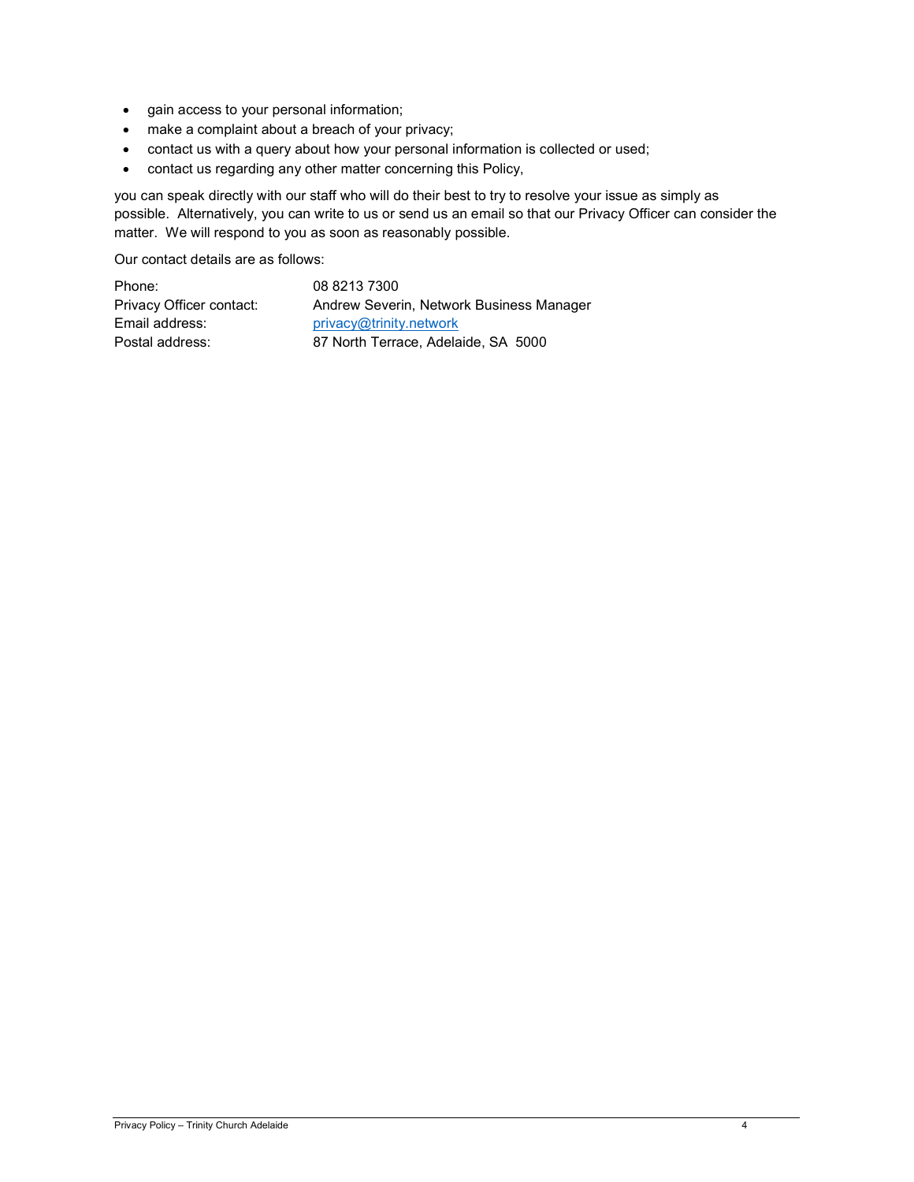- gain access to your personal information;
- make a complaint about a breach of your privacy;
- contact us with a query about how your personal information is collected or used;
- contact us regarding any other matter concerning this Policy,

you can speak directly with our staff who will do their best to try to resolve your issue as simply as possible. Alternatively, you can write to us or send us an email so that our Privacy Officer can consider the matter. We will respond to you as soon as reasonably possible.

Our contact details are as follows:

| | |
|---|---|
| Phone: | 08 8213 7300 |
| Privacy Officer contact: | Andrew Severin, Network Business Manager |
| Email address: | privacy@trinity.network |
| Postal address: | 87 North Terrace, Adelaide, SA 5000 |